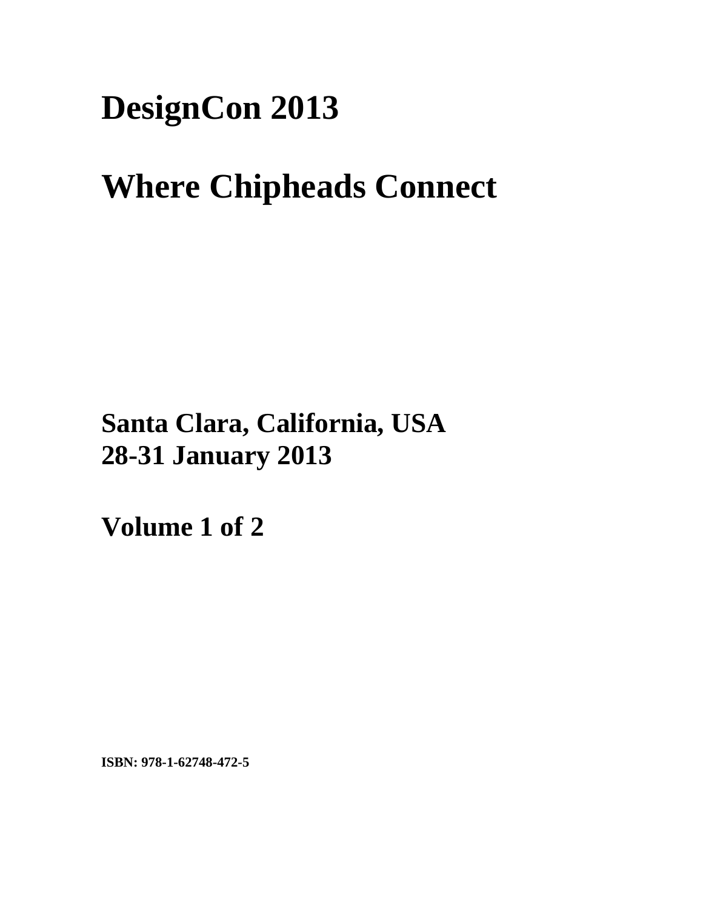# DesignCon 2013

# Where Chipheads Connect

**Santa Clara, California, USA**
**28-31 January 2013**

**Volume 1 of 2**

**ISBN: 978-1-62748-472-5**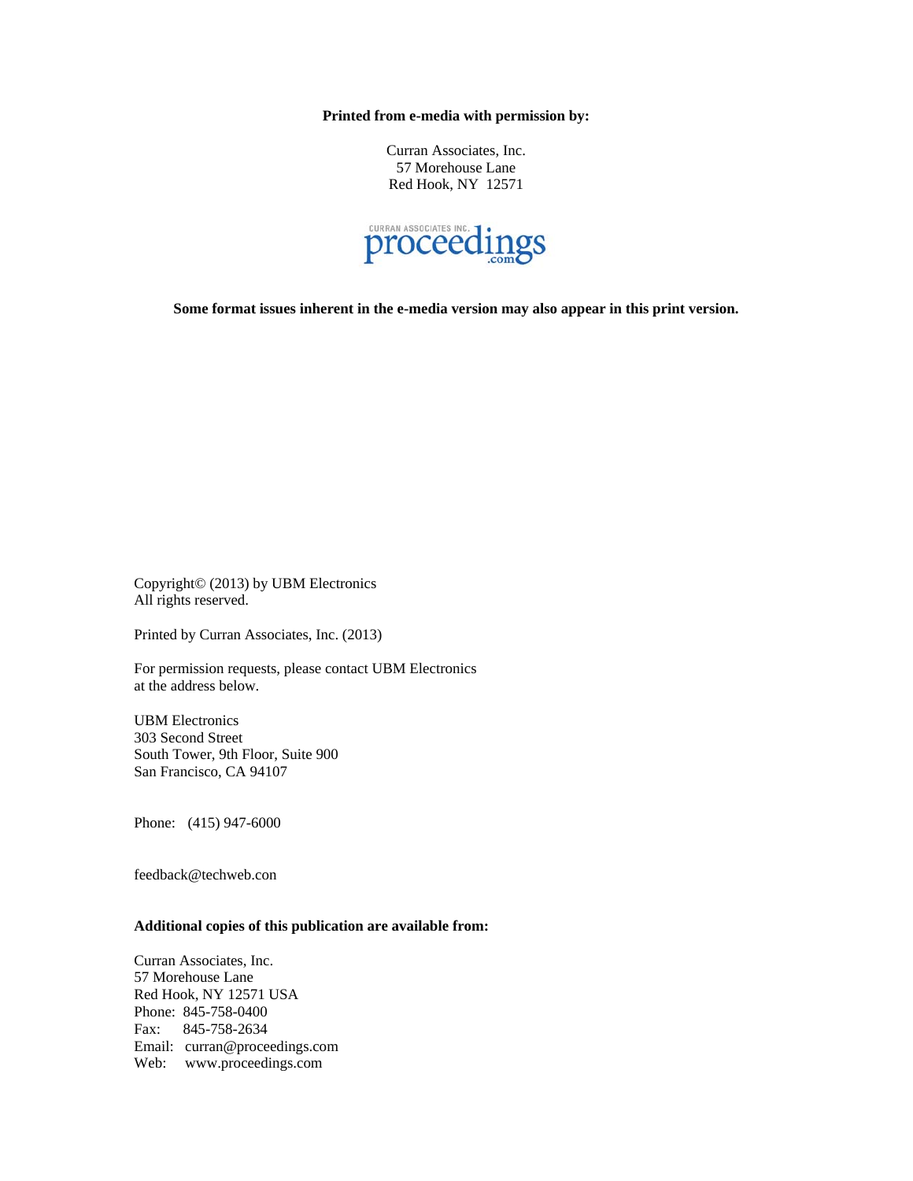**Printed from e-media with permission by:**

Curran Associates, Inc.
57 Morehouse Lane
Red Hook, NY 12571

CURRAN ASSOCIATES INC. proceedings.com

**Some format issues inherent in the e-media version may also appear in this print version.**

Copyright© (2013) by UBM Electronics
All rights reserved.

Printed by Curran Associates, Inc. (2013)

For permission requests, please contact UBM Electronics
at the address below.

UBM Electronics
303 Second Street
South Tower, 9th Floor, Suite 900
San Francisco, CA 94107

Phone: (415) 947-6000

feedback@techweb.con

**Additional copies of this publication are available from:**

Curran Associates, Inc.
57 Morehouse Lane
Red Hook, NY 12571 USA
Phone: 845-758-0400
Fax: 845-758-2634
Email: curran@proceedings.com
Web: www.proceedings.com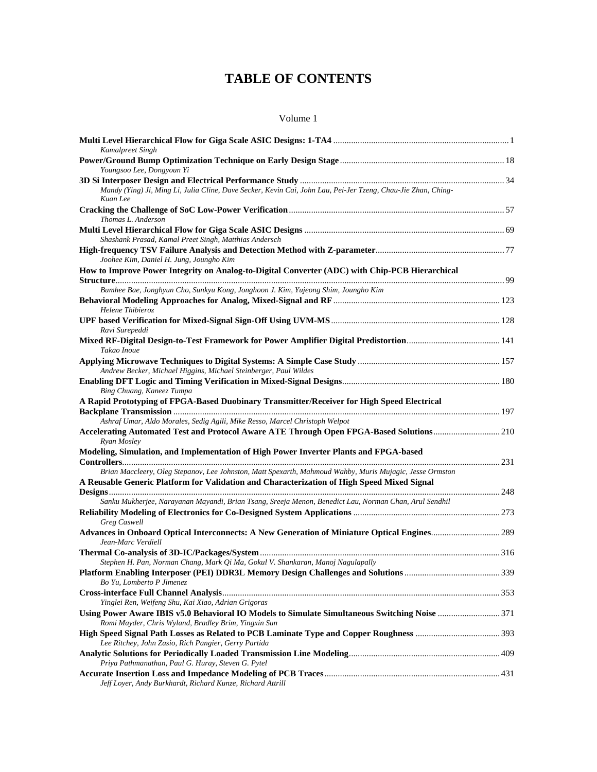# TABLE OF CONTENTS

Volume 1

**Multi Level Hierarchical Flow for Giga Scale ASIC Designs: 1-TA4** ............ 1
*Kamalpreet Singh*

**Power/Ground Bump Optimization Technique on Early Design Stage** ............ 18
*Youngsoo Lee, Dongyoun Yi*

**3D Si Interposer Design and Electrical Performance Study** ............ 34
*Mandy (Ying) Ji, Ming Li, Julia Cline, Dave Secker, Kevin Cai, John Lau, Pei-Jer Tzeng, Chau-Jie Zhan, Ching-Kuan Lee*

**Cracking the Challenge of SoC Low-Power Verification** ............ 57
*Thomas L. Anderson*

**Multi Level Hierarchical Flow for Giga Scale ASIC Designs** ............ 69
*Shashank Prasad, Kamal Preet Singh, Matthias Andersch*

**High-frequency TSV Failure Analysis and Detection Method with Z-parameter** ............ 77
*Joohee Kim, Daniel H. Jung, Joungho Kim*

**How to Improve Power Integrity on Analog-to-Digital Converter (ADC) with Chip-PCB Hierarchical Structure** ............ 99
*Bumhee Bae, Jonghyun Cho, Sunkyu Kong, Jonghoon J. Kim, Yujeong Shim, Joungho Kim*

**Behavioral Modeling Approaches for Analog, Mixed-Signal and RF** ............ 123
*Helene Thibieroz*

**UPF based Verification for Mixed-Signal Sign-Off Using UVM-MS** ............ 128
*Ravi Surepeddi*

**Mixed RF-Digital Design-to-Test Framework for Power Amplifier Digital Predistortion** ............ 141
*Takao Inoue*

**Applying Microwave Techniques to Digital Systems: A Simple Case Study** ............ 157
*Andrew Becker, Michael Higgins, Michael Steinberger, Paul Wildes*

**Enabling DFT Logic and Timing Verification in Mixed-Signal Designs** ............ 180
*Bing Chuang, Kaneez Tumpa*

**A Rapid Prototyping of FPGA-Based Duobinary Transmitter/Receiver for High Speed Electrical Backplane Transmission** ............ 197
*Ashraf Umar, Aldo Morales, Sedig Agili, Mike Resso, Marcel Christoph Welpot*

**Accelerating Automated Test and Protocol Aware ATE Through Open FPGA-Based Solutions** ............ 210
*Ryan Mosley*

**Modeling, Simulation, and Implementation of High Power Inverter Plants and FPGA-based Controllers** ............ 231
*Brian Maccleery, Oleg Stepanov, Lee Johnston, Matt Spexarth, Mahmoud Wahby, Muris Mujagic, Jesse Ormston*

**A Reusable Generic Platform for Validation and Characterization of High Speed Mixed Signal Designs** ............ 248
*Sanku Mukherjee, Narayanan Mayandi, Brian Tsang, Sreeja Menon, Benedict Lau, Norman Chan, Arul Sendhil*

**Reliability Modeling of Electronics for Co-Designed System Applications** ............ 273
*Greg Caswell*

**Advances in Onboard Optical Interconnects: A New Generation of Miniature Optical Engines** ............ 289
*Jean-Marc Verdiell*

**Thermal Co-analysis of 3D-IC/Packages/System** ............ 316
*Stephen H. Pan, Norman Chang, Mark Qi Ma, Gokul V. Shankaran, Manoj Nagulapally*

**Platform Enabling Interposer (PEI) DDR3L Memory Design Challenges and Solutions** ............ 339
*Bo Yu, Lomberto P Jimenez*

**Cross-interface Full Channel Analysis** ............ 353
*Yinglei Ren, Weifeng Shu, Kai Xiao, Adrian Grigoras*

**Using Power Aware IBIS v5.0 Behavioral IO Models to Simulate Simultaneous Switching Noise** ............ 371
*Romi Mayder, Chris Wyland, Bradley Brim, Yingxin Sun*

**High Speed Signal Path Losses as Related to PCB Laminate Type and Copper Roughness** ............ 393
*Lee Ritchey, John Zasio, Rich Pangier, Gerry Partida*

**Analytic Solutions for Periodically Loaded Transmission Line Modeling** ............ 409
*Priya Pathmanathan, Paul G. Huray, Steven G. Pytel*

**Accurate Insertion Loss and Impedance Modeling of PCB Traces** ............ 431
*Jeff Loyer, Andy Burkhardt, Richard Kunze, Richard Attrill*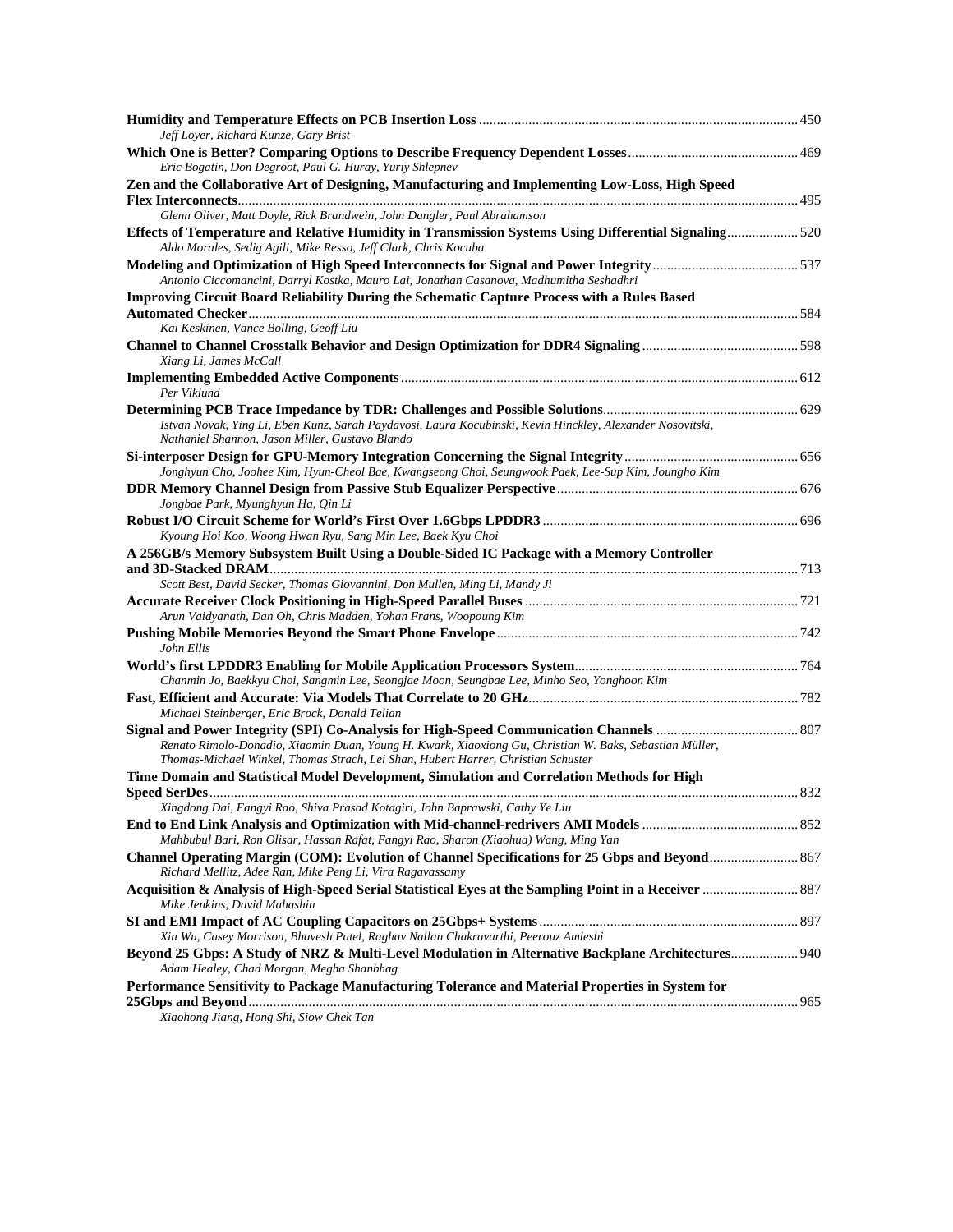**Humidity and Temperature Effects on PCB Insertion Loss** ........................................................................................ 450
*Jeff Loyer, Richard Kunze, Gary Brist*

**Which One is Better? Comparing Options to Describe Frequency Dependent Losses** ............................................... 469
*Eric Bogatin, Don Degroot, Paul G. Huray, Yuriy Shlepnev*

**Zen and the Collaborative Art of Designing, Manufacturing and Implementing Low-Loss, High Speed Flex Interconnects** ........................................................................................................................................................ 495
*Glenn Oliver, Matt Doyle, Rick Brandwein, John Dangler, Paul Abrahamson*

**Effects of Temperature and Relative Humidity in Transmission Systems Using Differential Signaling** .................... 520
*Aldo Morales, Sedig Agili, Mike Resso, Jeff Clark, Chris Kocuba*

**Modeling and Optimization of High Speed Interconnects for Signal and Power Integrity** ........................................ 537
*Antonio Ciccomancini, Darryl Kostka, Mauro Lai, Jonathan Casanova, Madhumitha Seshadhri*

**Improving Circuit Board Reliability During the Schematic Capture Process with a Rules Based Automated Checker** ........................................................................................................................................................ 584
*Kai Keskinen, Vance Bolling, Geoff Liu*

**Channel to Channel Crosstalk Behavior and Design Optimization for DDR4 Signaling** ........................................... 598
*Xiang Li, James McCall*

**Implementing Embedded Active Components** .............................................................................................................. 612
*Per Viklund*

**Determining PCB Trace Impedance by TDR: Challenges and Possible Solutions** ..................................................... 629
*Istvan Novak, Ying Li, Eben Kunz, Sarah Paydavosi, Laura Kocubinski, Kevin Hinckley, Alexander Nosovitski, Nathaniel Shannon, Jason Miller, Gustavo Blando*

**Si-interposer Design for GPU-Memory Integration Concerning the Signal Integrity** ................................................ 656
*Jonghyun Cho, Joohee Kim, Hyun-Cheol Bae, Kwangseong Choi, Seungwook Paek, Lee-Sup Kim, Joungho Kim*

**DDR Memory Channel Design from Passive Stub Equalizer Perspective** ................................................................... 676
*Jongbae Park, Myunghyun Ha, Qin Li*

**Robust I/O Circuit Scheme for World's First Over 1.6Gbps LPDDR3** ....................................................................... 696
*Kyoung Hoi Koo, Woong Hwan Ryu, Sang Min Lee, Baek Kyu Choi*

**A 256GB/s Memory Subsystem Built Using a Double-Sided IC Package with a Memory Controller and 3D-Stacked DRAM** ................................................................................................................................................... 713
*Scott Best, David Secker, Thomas Giovannini, Don Mullen, Ming Li, Mandy Ji*

**Accurate Receiver Clock Positioning in High-Speed Parallel Buses** ............................................................................ 721
*Arun Vaidyanath, Dan Oh, Chris Madden, Yohan Frans, Woopoung Kim*

**Pushing Mobile Memories Beyond the Smart Phone Envelope** .................................................................................... 742
*John Ellis*

**World's first LPDDR3 Enabling for Mobile Application Processors System** .............................................................. 764
*Chanmin Jo, Baekkyu Choi, Sangmin Lee, Seongjae Moon, Seungbae Lee, Minho Seo, Yonghoon Kim*

**Fast, Efficient and Accurate: Via Models That Correlate to 20 GHz** ........................................................................... 782
*Michael Steinberger, Eric Brock, Donald Telian*

**Signal and Power Integrity (SPI) Co-Analysis for High-Speed Communication Channels** ....................................... 807
*Renato Rimolo-Donadio, Xiaomin Duan, Young H. Kwark, Xiaoxiong Gu, Christian W. Baks, Sebastian Müller, Thomas-Michael Winkel, Thomas Strach, Lei Shan, Hubert Harrer, Christian Schuster*

**Time Domain and Statistical Model Development, Simulation and Correlation Methods for High Speed SerDes** ................................................................................................................................................... 832
*Xingdong Dai, Fangyi Rao, Shiva Prasad Kotagiri, John Baprawski, Cathy Ye Liu*

**End to End Link Analysis and Optimization with Mid-channel-redrivers AMI Models** ........................................... 852
*Mahbubul Bari, Ron Olisar, Hassan Rafat, Fangyi Rao, Sharon (Xiaohua) Wang, Ming Yan*

**Channel Operating Margin (COM): Evolution of Channel Specifications for 25 Gbps and Beyond** ......................... 867
*Richard Mellitz, Adee Ran, Mike Peng Li, Vira Ragavassamy*

**Acquisition & Analysis of High-Speed Serial Statistical Eyes at the Sampling Point in a Receiver** ........................... 887
*Mike Jenkins, David Mahashin*

**SI and EMI Impact of AC Coupling Capacitors on 25Gbps+ Systems** ........................................................................ 897
*Xin Wu, Casey Morrison, Bhavesh Patel, Raghav Nallan Chakravarthi, Peerouz Amleshi*

**Beyond 25 Gbps: A Study of NRZ & Multi-Level Modulation in Alternative Backplane Architectures** .................. 940
*Adam Healey, Chad Morgan, Megha Shanbhag*

**Performance Sensitivity to Package Manufacturing Tolerance and Material Properties in System for 25Gbps and Beyond** ........................................................................................................................................... 965
*Xiaohong Jiang, Hong Shi, Siow Chek Tan*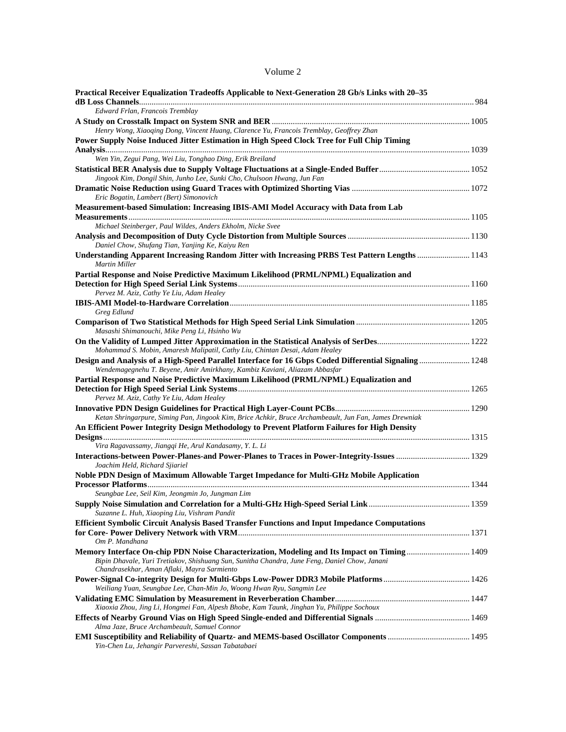## Volume 2

**Practical Receiver Equalization Tradeoffs Applicable to Next-Generation 28 Gb/s Links with 20–35 dB Loss Channels** .......... 984
*Edward Frlan, Francois Tremblay*

**A Study on Crosstalk Impact on System SNR and BER** .......... 1005
*Henry Wong, Xiaoqing Dong, Vincent Huang, Clarence Yu, Francois Tremblay, Geoffrey Zhan*

**Power Supply Noise Induced Jitter Estimation in High Speed Clock Tree for Full Chip Timing Analysis** .......... 1039
*Wen Yin, Zegui Pang, Wei Liu, Tonghao Ding, Erik Breiland*

**Statistical BER Analysis due to Supply Voltage Fluctuations at a Single-Ended Buffer** .......... 1052
*Jingook Kim, Dongil Shin, Junho Lee, Sunki Cho, Chulsoon Hwang, Jun Fan*

**Dramatic Noise Reduction using Guard Traces with Optimized Shorting Vias** .......... 1072
*Eric Bogatin, Lambert (Bert) Simonovich*

**Measurement-based Simulation: Increasing IBIS-AMI Model Accuracy with Data from Lab Measurements** .......... 1105
*Michael Steinberger, Paul Wildes, Anders Ekholm, Nicke Svee*

**Analysis and Decomposition of Duty Cycle Distortion from Multiple Sources** .......... 1130
*Daniel Chow, Shufang Tian, Yanjing Ke, Kaiyu Ren*

**Understanding Apparent Increasing Random Jitter with Increasing PRBS Test Pattern Lengths** .......... 1143
*Martin Miller*

**Partial Response and Noise Predictive Maximum Likelihood (PRML/NPML) Equalization and Detection for High Speed Serial Link Systems** .......... 1160
*Pervez M. Aziz, Cathy Ye Liu, Adam Healey*

**IBIS-AMI Model-to-Hardware Correlation** .......... 1185
*Greg Edlund*

**Comparison of Two Statistical Methods for High Speed Serial Link Simulation** .......... 1205
*Masashi Shimanouchi, Mike Peng Li, Hsinho Wu*

**On the Validity of Lumped Jitter Approximation in the Statistical Analysis of SerDes** .......... 1222
*Mohammad S. Mobin, Amaresh Malipatil, Cathy Liu, Chintan Desai, Adam Healey*

**Design and Analysis of a High-Speed Parallel Interface for 16 Gbps Coded Differential Signaling** .......... 1248
*Wendemagegnehu T. Beyene, Amir Amirkhany, Kambiz Kaviani, Aliazam Abbasfar*

**Partial Response and Noise Predictive Maximum Likelihood (PRML/NPML) Equalization and Detection for High Speed Serial Link Systems** .......... 1265
*Pervez M. Aziz, Cathy Ye Liu, Adam Healey*

**Innovative PDN Design Guidelines for Practical High Layer-Count PCBs** .......... 1290
*Ketan Shringarpure, Siming Pan, Jingook Kim, Brice Achkir, Bruce Archambeault, Jun Fan, James Drewniak*

**An Efficient Power Integrity Design Methodology to Prevent Platform Failures for High Density Designs** .......... 1315
*Vira Ragavassamy, Jiangqi He, Arul Kandasamy, Y. L. Li*

**Interactions-between Power-Planes-and Power-Planes to Traces in Power-Integrity-Issues** .......... 1329
*Joachim Held, Richard Sjiariel*

**Noble PDN Design of Maximum Allowable Target Impedance for Multi-GHz Mobile Application Processor Platforms** .......... 1344
*Seungbae Lee, Seil Kim, Jeongmin Jo, Jungman Lim*

**Supply Noise Simulation and Correlation for a Multi-GHz High-Speed Serial Link** .......... 1359
*Suzanne L. Huh, Xiaoping Liu, Vishram Pandit*

**Efficient Symbolic Circuit Analysis Based Transfer Functions and Input Impedance Computations for Core- Power Delivery Network with VRM** .......... 1371
*Om P. Mandhana*

**Memory Interface On-chip PDN Noise Characterization, Modeling and Its Impact on Timing** .......... 1409
*Bipin Dhavale, Yuri Tretiakov, Shishuang Sun, Sunitha Chandra, June Feng, Daniel Chow, Janani Chandrasekhar, Aman Aflaki, Mayra Sarmiento*

**Power-Signal Co-integrity Design for Multi-Gbps Low-Power DDR3 Mobile Platforms** .......... 1426
*Weiliang Yuan, Seungbae Lee, Chan-Min Jo, Woong Hwan Ryu, Sangmin Lee*

**Validating EMC Simulation by Measurement in Reverberation Chamber** .......... 1447
*Xiaoxia Zhou, Jing Li, Hongmei Fan, Alpesh Bhobe, Kam Taunk, Jinghan Yu, Philippe Sochoux*

**Effects of Nearby Ground Vias on High Speed Single-ended and Differential Signals** .......... 1469
*Alma Jaze, Bruce Archambeault, Samuel Connor*

**EMI Susceptibility and Reliability of Quartz- and MEMS-based Oscillator Components** .......... 1495
*Yin-Chen Lu, Jehangir Parvereshi, Sassan Tabatabaei*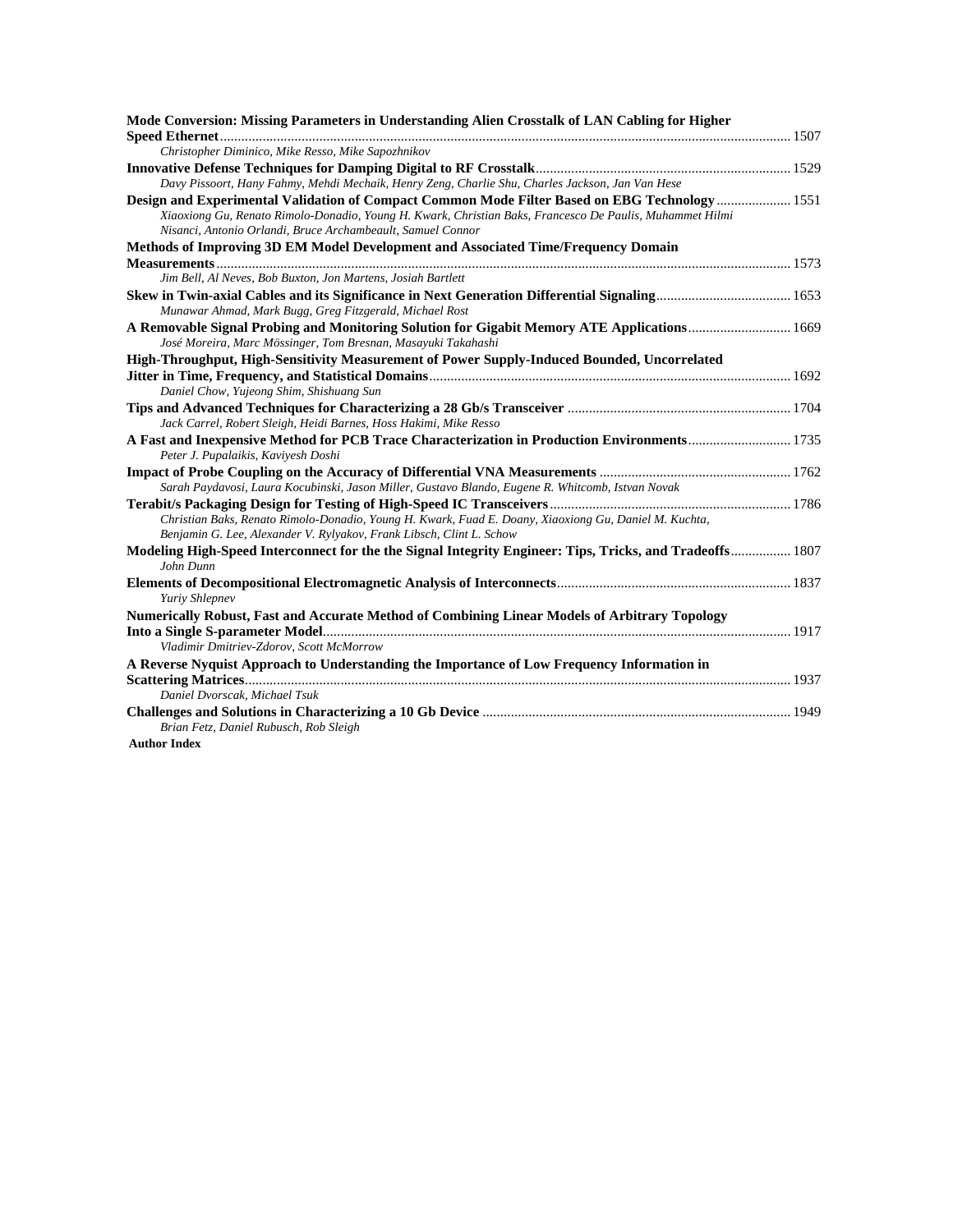**Mode Conversion: Missing Parameters in Understanding Alien Crosstalk of LAN Cabling for Higher Speed Ethernet** ........ 1507
*Christopher Diminico, Mike Resso, Mike Sapozhnikov*

**Innovative Defense Techniques for Damping Digital to RF Crosstalk** ........ 1529
*Davy Pissoort, Hany Fahmy, Mehdi Mechaik, Henry Zeng, Charlie Shu, Charles Jackson, Jan Van Hese*

**Design and Experimental Validation of Compact Common Mode Filter Based on EBG Technology** ........ 1551
*Xiaoxiong Gu, Renato Rimolo-Donadio, Young H. Kwark, Christian Baks, Francesco De Paulis, Muhammet Hilmi Nisanci, Antonio Orlandi, Bruce Archambeault, Samuel Connor*

**Methods of Improving 3D EM Model Development and Associated Time/Frequency Domain Measurements** ........ 1573
*Jim Bell, Al Neves, Bob Buxton, Jon Martens, Josiah Bartlett*

**Skew in Twin-axial Cables and its Significance in Next Generation Differential Signaling** ........ 1653
*Munawar Ahmad, Mark Bugg, Greg Fitzgerald, Michael Rost*

**A Removable Signal Probing and Monitoring Solution for Gigabit Memory ATE Applications** ........ 1669
*José Moreira, Marc Mössinger, Tom Bresnan, Masayuki Takahashi*

**High-Throughput, High-Sensitivity Measurement of Power Supply-Induced Bounded, Uncorrelated Jitter in Time, Frequency, and Statistical Domains** ........ 1692
*Daniel Chow, Yujeong Shim, Shishuang Sun*

**Tips and Advanced Techniques for Characterizing a 28 Gb/s Transceiver** ........ 1704
*Jack Carrel, Robert Sleigh, Heidi Barnes, Hoss Hakimi, Mike Resso*

**A Fast and Inexpensive Method for PCB Trace Characterization in Production Environments** ........ 1735
*Peter J. Pupalaikis, Kaviyesh Doshi*

**Impact of Probe Coupling on the Accuracy of Differential VNA Measurements** ........ 1762
*Sarah Paydavosi, Laura Kocubinski, Jason Miller, Gustavo Blando, Eugene R. Whitcomb, Istvan Novak*

**Terabit/s Packaging Design for Testing of High-Speed IC Transceivers** ........ 1786
*Christian Baks, Renato Rimolo-Donadio, Young H. Kwark, Fuad E. Doany, Xiaoxiong Gu, Daniel M. Kuchta, Benjamin G. Lee, Alexander V. Rylyakov, Frank Libsch, Clint L. Schow*

**Modeling High-Speed Interconnect for the the Signal Integrity Engineer: Tips, Tricks, and Tradeoffs** ........ 1807
*John Dunn*

**Elements of Decompositional Electromagnetic Analysis of Interconnects** ........ 1837
*Yuriy Shlepnev*

**Numerically Robust, Fast and Accurate Method of Combining Linear Models of Arbitrary Topology Into a Single S-parameter Model** ........ 1917
*Vladimir Dmitriev-Zdorov, Scott McMorrow*

**A Reverse Nyquist Approach to Understanding the Importance of Low Frequency Information in Scattering Matrices** ........ 1937
*Daniel Dvorscak, Michael Tsuk*

**Challenges and Solutions in Characterizing a 10 Gb Device** ........ 1949
*Brian Fetz, Daniel Rubusch, Rob Sleigh*

**Author Index**